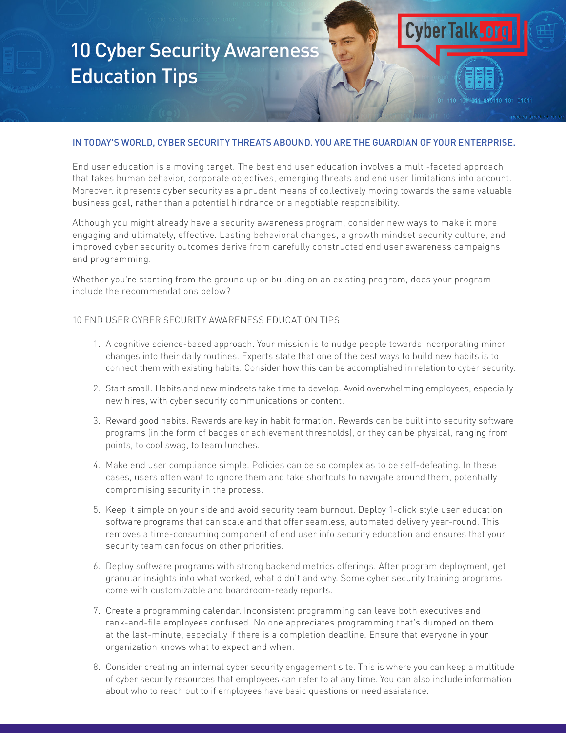# 10 Cyber Security Awareness Education Tips

CyberTalk.org

## IN TODAY'S WORLD, CYBER SECURITY THREATS ABOUND. YOU ARE THE GUARDIAN OF YOUR ENTERPRISE.

End user education is a moving target. The best end user education involves a multi-faceted approach that takes human behavior, corporate objectives, emerging threats and end user limitations into account. Moreover, it presents cyber security as a prudent means of collectively moving towards the same valuable business goal, rather than a potential hindrance or a negotiable responsibility.

Although you might already have a security awareness program, consider new ways to make it more engaging and ultimately, effective. Lasting behavioral changes, a growth mindset security culture, and improved cyber security outcomes derive from carefully constructed end user awareness campaigns and programming.

Whether you're starting from the ground up or building on an existing program, does your program include the recommendations below?

### 10 END USER CYBER SECURITY AWARENESS EDUCATION TIPS

1. A cognitive science-based approach. Your mission is to nudge people towards incorporating minor changes into their daily routines. Experts state that one of the best ways to build new habits is to connect them with existing habits. Consider how this can be accomplished in relation to cyber security.

2. Start small. Habits and new mindsets take time to develop. Avoid overwhelming employees, especially new hires, with cyber security communications or content.

3. Reward good habits. Rewards are key in habit formation. Rewards can be built into security software programs (in the form of badges or achievement thresholds), or they can be physical, ranging from points, to cool swag, to team lunches.

4. Make end user compliance simple. Policies can be so complex as to be self-defeating. In these cases, users often want to ignore them and take shortcuts to navigate around them, potentially compromising security in the process.

5. Keep it simple on your side and avoid security team burnout. Deploy 1-click style user education software programs that can scale and that offer seamless, automated delivery year-round. This removes a time-consuming component of end user info security education and ensures that your security team can focus on other priorities.

6. Deploy software programs with strong backend metrics offerings. After program deployment, get granular insights into what worked, what didn't and why. Some cyber security training programs come with customizable and boardroom-ready reports.

7. Create a programming calendar. Inconsistent programming can leave both executives and rank-and-file employees confused. No one appreciates programming that's dumped on them at the last-minute, especially if there is a completion deadline. Ensure that everyone in your organization knows what to expect and when.

8. Consider creating an internal cyber security engagement site. This is where you can keep a multitude of cyber security resources that employees can refer to at any time. You can also include information about who to reach out to if employees have basic questions or need assistance.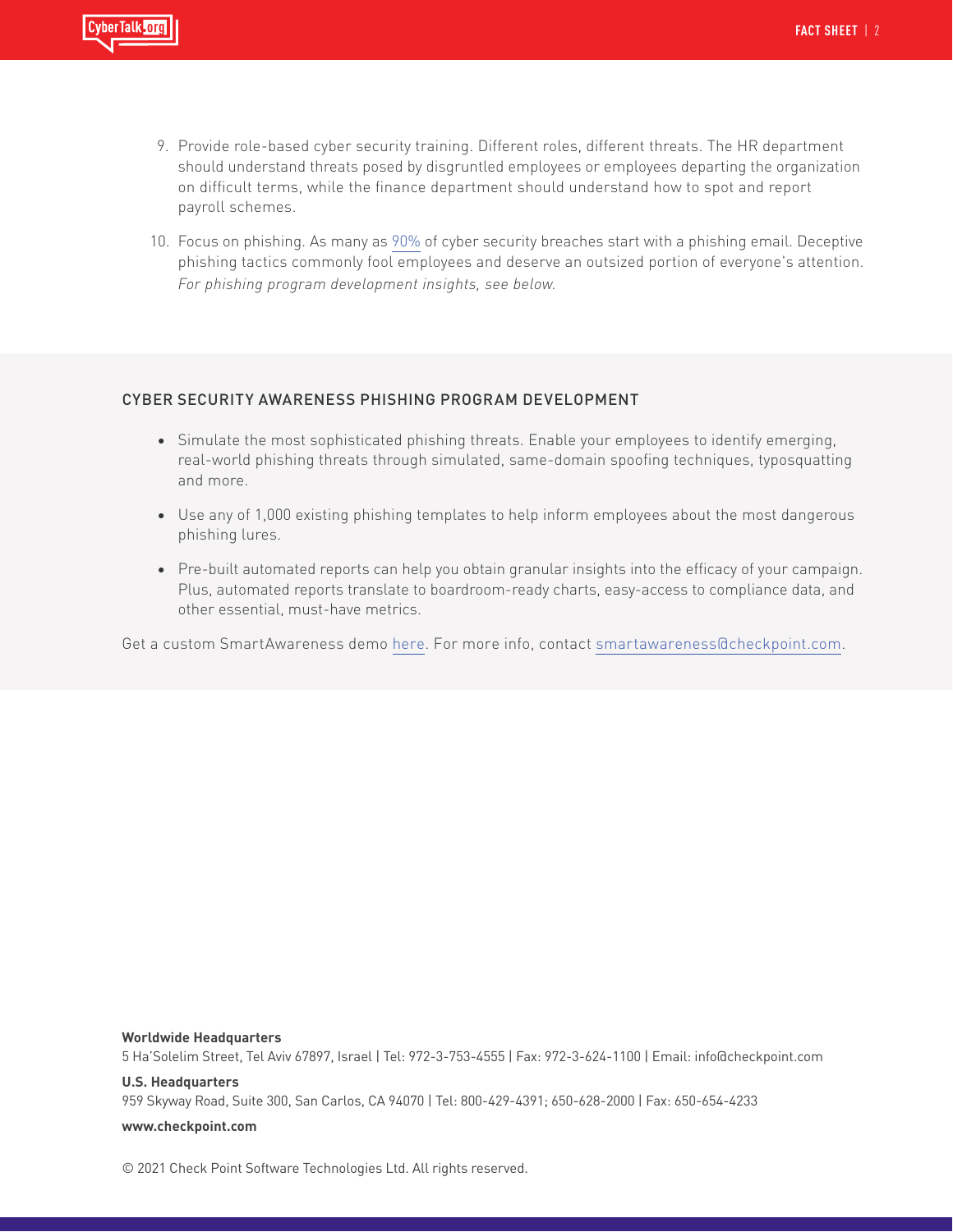9. Provide role-based cyber security training. Different roles, different threats. The HR department should understand threats posed by disgruntled employees or employees departing the organization on difficult terms, while the finance department should understand how to spot and report payroll schemes.

10. Focus on phishing. As many as 90% of cyber security breaches start with a phishing email. Deceptive phishing tactics commonly fool employees and deserve an outsized portion of everyone's attention. *For phishing program development insights, see below.*

## CYBER SECURITY AWARENESS PHISHING PROGRAM DEVELOPMENT

- Simulate the most sophisticated phishing threats. Enable your employees to identify emerging, real-world phishing threats through simulated, same-domain spoofing techniques, typosquatting and more.
- Use any of 1,000 existing phishing templates to help inform employees about the most dangerous phishing lures.
- Pre-built automated reports can help you obtain granular insights into the efficacy of your campaign. Plus, automated reports translate to boardroom-ready charts, easy-access to compliance data, and other essential, must-have metrics.

Get a custom SmartAwareness demo here. For more info, contact smartawareness@checkpoint.com.

**Worldwide Headquarters**
5 Ha'Solelim Street, Tel Aviv 67897, Israel | Tel: 972-3-753-4555 | Fax: 972-3-624-1100 | Email: info@checkpoint.com

**U.S. Headquarters**
959 Skyway Road, Suite 300, San Carlos, CA 94070 | Tel: 800-429-4391; 650-628-2000 | Fax: 650-654-4233

**www.checkpoint.com**

© 2021 Check Point Software Technologies Ltd. All rights reserved.